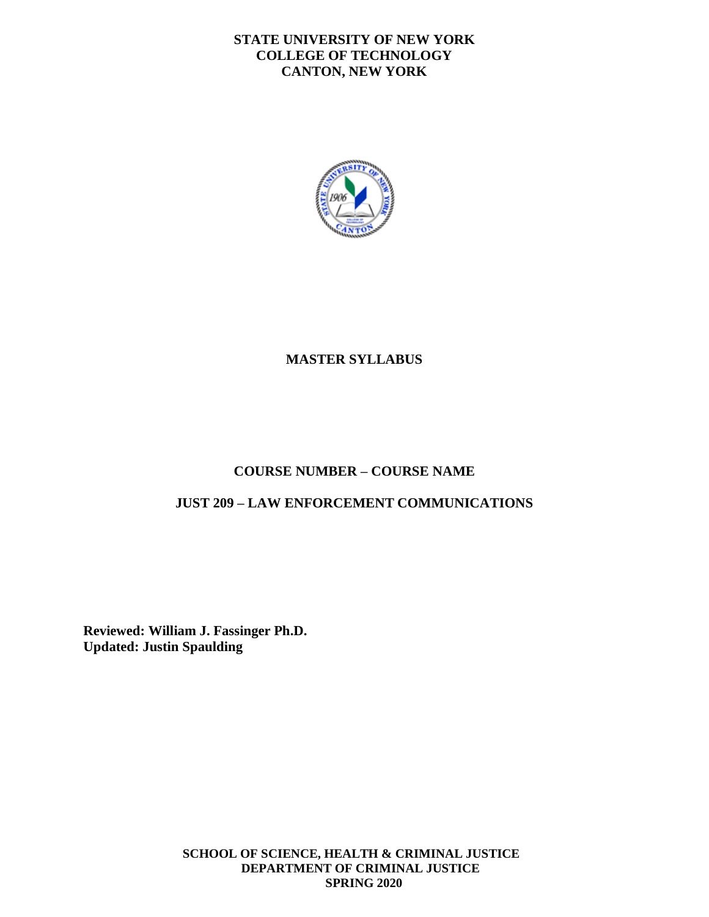**STATE UNIVERSITY OF NEW YORK**
**COLLEGE OF TECHNOLOGY**
**CANTON, NEW YORK**

# MASTER SYLLABUS

## COURSE NUMBER – COURSE NAME

## JUST 209 – LAW ENFORCEMENT COMMUNICATIONS

**Reviewed: William J. Fassinger Ph.D.**
**Updated: Justin Spaulding**

**SCHOOL OF SCIENCE, HEALTH & CRIMINAL JUSTICE**
**DEPARTMENT OF CRIMINAL JUSTICE**
**SPRING 2020**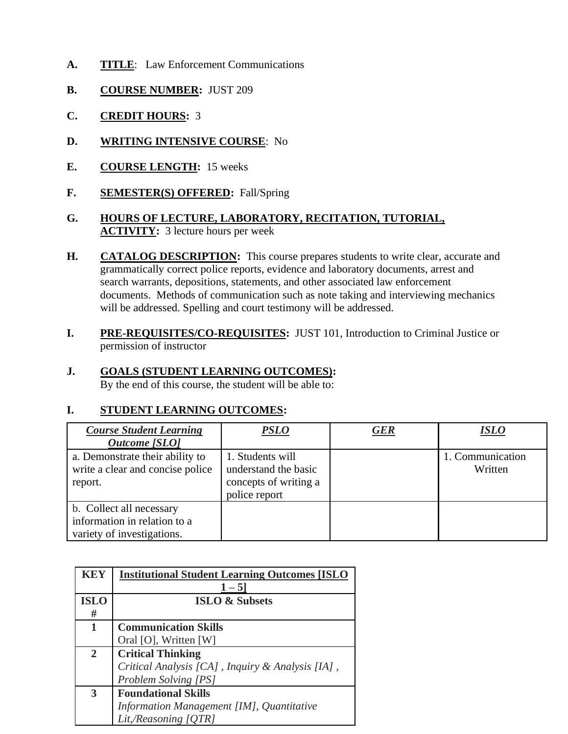**A.** **TITLE**: Law Enforcement Communications

**B.** **COURSE NUMBER:** JUST 209

**C.** **CREDIT HOURS:** 3

**D.** **WRITING INTENSIVE COURSE**: No

**E.** **COURSE LENGTH:** 15 weeks

**F.** **SEMESTER(S) OFFERED:** Fall/Spring

**G.** **HOURS OF LECTURE, LABORATORY, RECITATION, TUTORIAL, ACTIVITY:** 3 lecture hours per week

**H.** **CATALOG DESCRIPTION:** This course prepares students to write clear, accurate and grammatically correct police reports, evidence and laboratory documents, arrest and search warrants, depositions, statements, and other associated law enforcement documents. Methods of communication such as note taking and interviewing mechanics will be addressed. Spelling and court testimony will be addressed.

**I.** **PRE-REQUISITES/CO-REQUISITES:** JUST 101, Introduction to Criminal Justice or permission of instructor

**J.** **GOALS (STUDENT LEARNING OUTCOMES):**
By the end of this course, the student will be able to:

**I.** **STUDENT LEARNING OUTCOMES:**

| ***Course Student Learning Outcome [SLO]*** | ***PSLO*** | ***GER*** | ***ISLO*** |
|---|---|---|---|
| a. Demonstrate their ability to write a clear and concise police report. | 1. Students will understand the basic concepts of writing a police report | | 1. Communication Written |
| b. Collect all necessary information in relation to a variety of investigations. | | | |

| **KEY** | **Institutional Student Learning Outcomes [ISLO 1 – 5]** |
|---|---|
| **ISLO #** | **ISLO & Subsets** |
| **1** | **Communication Skills**<br>Oral [O], Written [W] |
| **2** | **Critical Thinking**<br>*Critical Analysis [CA] , Inquiry & Analysis [IA] , Problem Solving [PS]* |
| **3** | **Foundational Skills**<br>*Information Management [IM], Quantitative Lit,/Reasoning [QTR]* |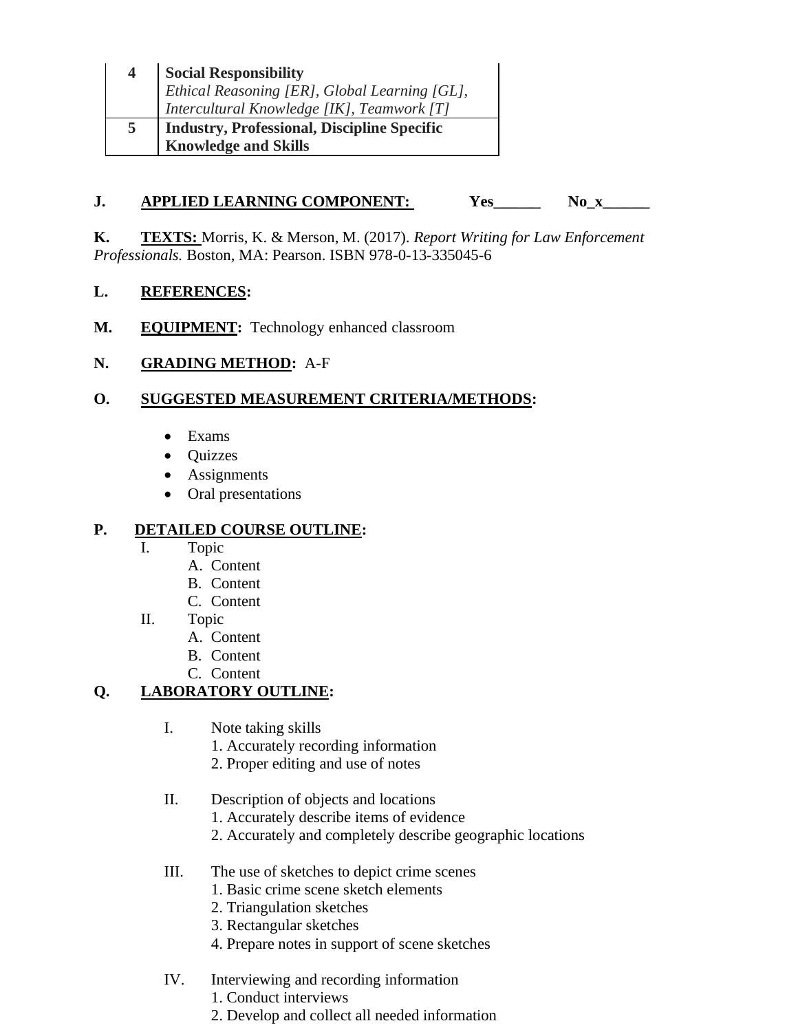| | |
|---|---|
| **4** | **Social Responsibility**<br>*Ethical Reasoning [ER], Global Learning [GL], Intercultural Knowledge [IK], Teamwork [T]* |
| **5** | **Industry, Professional, Discipline Specific Knowledge and Skills** |

**J. APPLIED LEARNING COMPONENT:** **Yes______ No_x______**

**K. TEXTS:** Morris, K. & Merson, M. (2017). *Report Writing for Law Enforcement Professionals.* Boston, MA: Pearson. ISBN 978-0-13-335045-6

**L. REFERENCES:**

**M. EQUIPMENT:** Technology enhanced classroom

**N. GRADING METHOD:** A-F

**O. SUGGESTED MEASUREMENT CRITERIA/METHODS:**

- Exams
- Quizzes
- Assignments
- Oral presentations

**P. DETAILED COURSE OUTLINE:**

- I. Topic
  - A. Content
  - B. Content
  - C. Content
- II. Topic
  - A. Content
  - B. Content
  - C. Content

**Q. LABORATORY OUTLINE:**

I. Note taking skills
   1. Accurately recording information
   2. Proper editing and use of notes

II. Description of objects and locations
   1. Accurately describe items of evidence
   2. Accurately and completely describe geographic locations

III. The use of sketches to depict crime scenes
   1. Basic crime scene sketch elements
   2. Triangulation sketches
   3. Rectangular sketches
   4. Prepare notes in support of scene sketches

IV. Interviewing and recording information
   1. Conduct interviews
   2. Develop and collect all needed information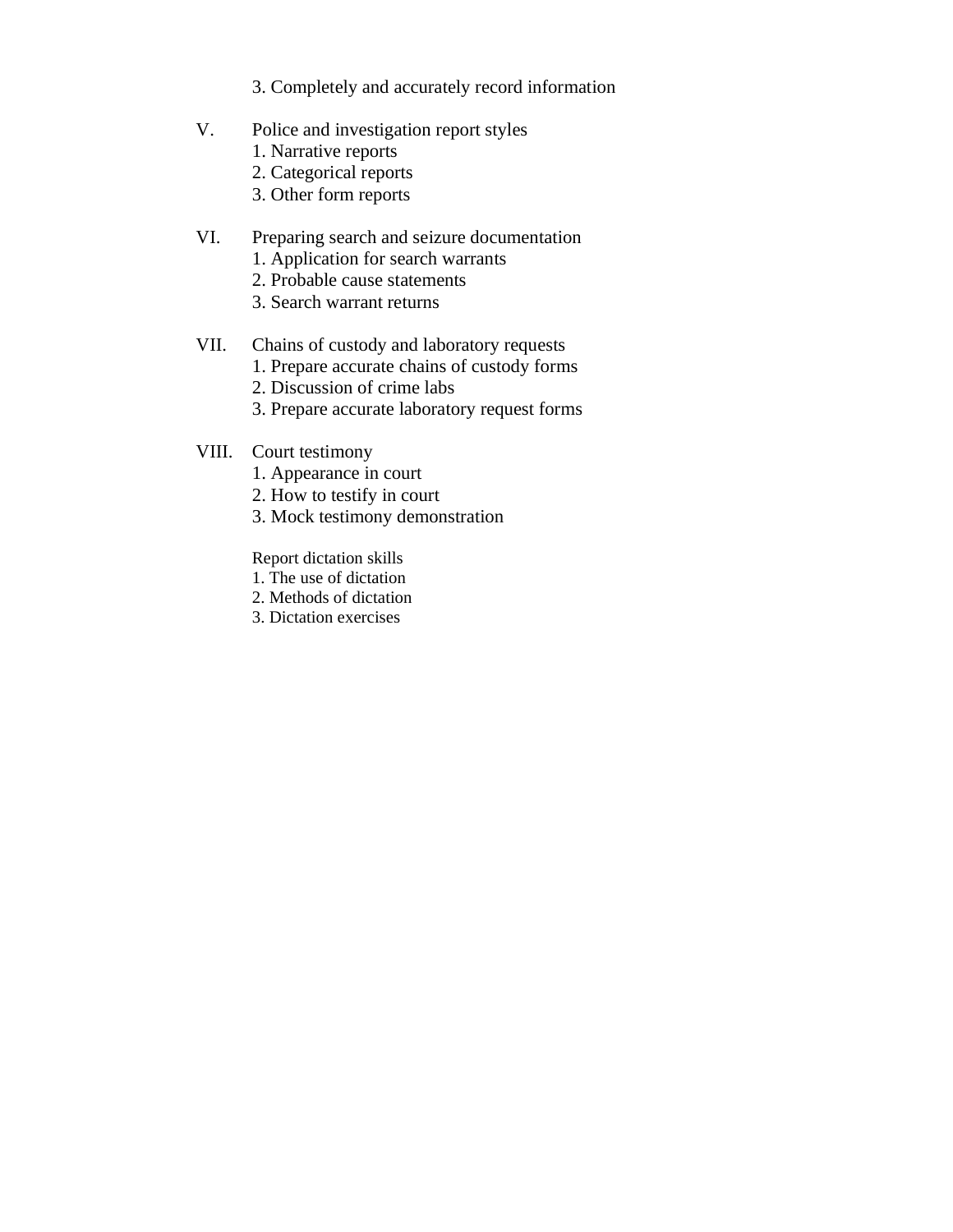3. Completely and accurately record information

V. Police and investigation report styles
1. Narrative reports
2. Categorical reports
3. Other form reports

VI. Preparing search and seizure documentation
1. Application for search warrants
2. Probable cause statements
3. Search warrant returns

VII. Chains of custody and laboratory requests
1. Prepare accurate chains of custody forms
2. Discussion of crime labs
3. Prepare accurate laboratory request forms

VIII. Court testimony
1. Appearance in court
2. How to testify in court
3. Mock testimony demonstration

Report dictation skills
1. The use of dictation
2. Methods of dictation
3. Dictation exercises